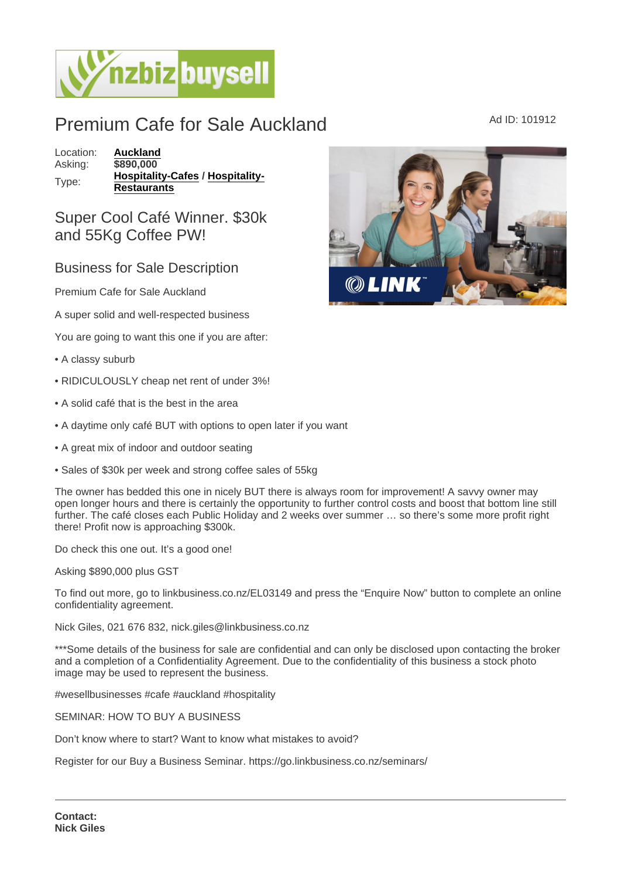# Premium Cafe for Sale Auckland

Ad ID: 101912

Location: **Auckland**
Asking: **$890,000**
Type: **Hospitality-Cafes** / **Hospitality-Restaurants**

## Super Cool Café Winner. $30k and 55Kg Coffee PW!

## Business for Sale Description

Premium Cafe for Sale Auckland

A super solid and well-respected business

You are going to want this one if you are after:

• A classy suburb

• RIDICULOUSLY cheap net rent of under 3%!

• A solid café that is the best in the area

• A daytime only café BUT with options to open later if you want

• A great mix of indoor and outdoor seating

• Sales of $30k per week and strong coffee sales of 55kg

The owner has bedded this one in nicely BUT there is always room for improvement! A savvy owner may open longer hours and there is certainly the opportunity to further control costs and boost that bottom line still further. The café closes each Public Holiday and 2 weeks over summer … so there's some more profit right there! Profit now is approaching $300k.

Do check this one out. It's a good one!

Asking $890,000 plus GST

To find out more, go to linkbusiness.co.nz/EL03149 and press the "Enquire Now" button to complete an online confidentiality agreement.

Nick Giles, 021 676 832, nick.giles@linkbusiness.co.nz

***Some details of the business for sale are confidential and can only be disclosed upon contacting the broker and a completion of a Confidentiality Agreement. Due to the confidentiality of this business a stock photo image may be used to represent the business.

#wesellbusinesses #cafe #auckland #hospitality

SEMINAR: HOW TO BUY A BUSINESS

Don't know where to start? Want to know what mistakes to avoid?

Register for our Buy a Business Seminar. https://go.linkbusiness.co.nz/seminars/

---

**Contact:**
**Nick Giles**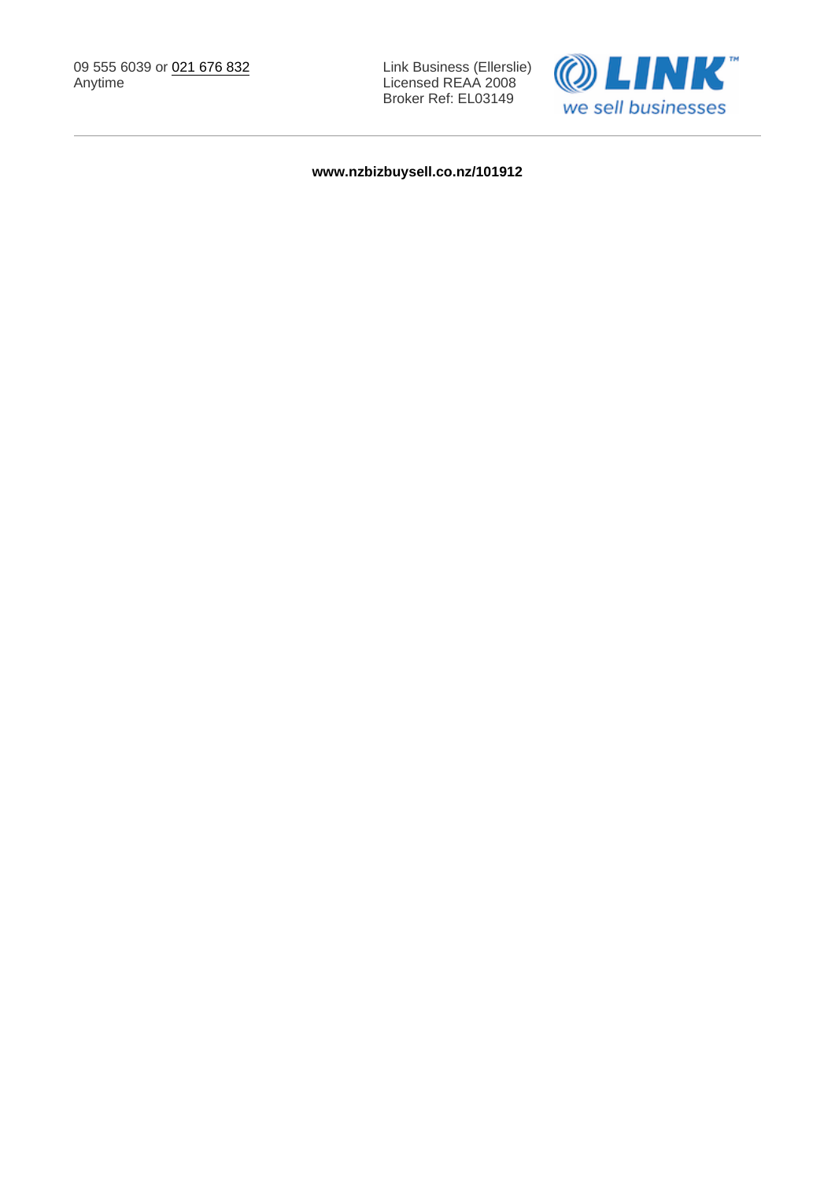09 555 6039 or 021 676 832
Anytime

Link Business (Ellerslie)
Licensed REAA 2008
Broker Ref: EL03149

**www.nzbizbuysell.co.nz/101912**